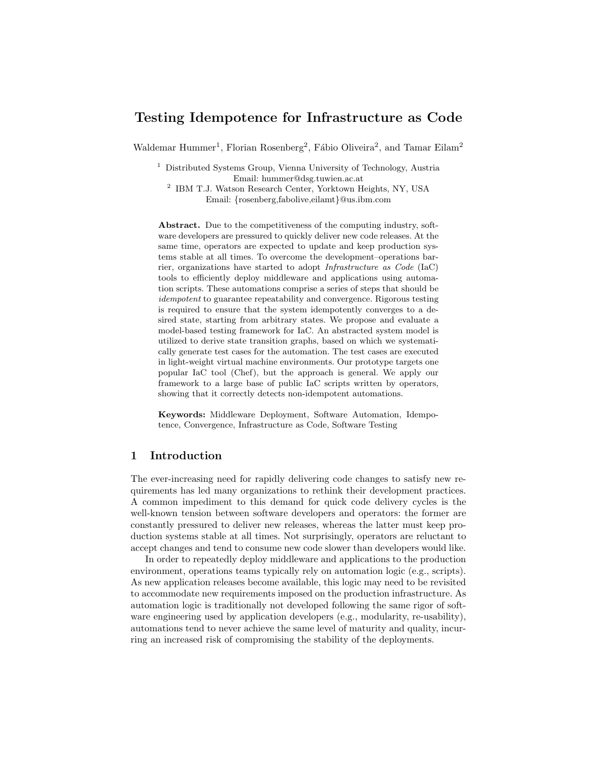# Testing Idempotence for Infrastructure as Code

Waldemar Hummer[1], Florian Rosenberg[2], Fábio Oliveira[2], and Tamar Eilam[2]

[1] Distributed Systems Group, Vienna University of Technology, Austria
Email: hummer@dsg.tuwien.ac.at

[2] IBM T.J. Watson Research Center, Yorktown Heights, NY, USA
Email: {rosenberg,fabolive,eilamt}@us.ibm.com

**Abstract.** Due to the competitiveness of the computing industry, software developers are pressured to quickly deliver new code releases. At the same time, operators are expected to update and keep production systems stable at all times. To overcome the development–operations barrier, organizations have started to adopt *Infrastructure as Code* (IaC) tools to efficiently deploy middleware and applications using automation scripts. These automations comprise a series of steps that should be *idempotent* to guarantee repeatability and convergence. Rigorous testing is required to ensure that the system idempotently converges to a desired state, starting from arbitrary states. We propose and evaluate a model-based testing framework for IaC. An abstracted system model is utilized to derive state transition graphs, based on which we systematically generate test cases for the automation. The test cases are executed in light-weight virtual machine environments. Our prototype targets one popular IaC tool (Chef), but the approach is general. We apply our framework to a large base of public IaC scripts written by operators, showing that it correctly detects non-idempotent automations.

**Keywords:** Middleware Deployment, Software Automation, Idempotence, Convergence, Infrastructure as Code, Software Testing

## 1 Introduction

The ever-increasing need for rapidly delivering code changes to satisfy new requirements has led many organizations to rethink their development practices. A common impediment to this demand for quick code delivery cycles is the well-known tension between software developers and operators: the former are constantly pressured to deliver new releases, whereas the latter must keep production systems stable at all times. Not surprisingly, operators are reluctant to accept changes and tend to consume new code slower than developers would like.

In order to repeatedly deploy middleware and applications to the production environment, operations teams typically rely on automation logic (e.g., scripts). As new application releases become available, this logic may need to be revisited to accommodate new requirements imposed on the production infrastructure. As automation logic is traditionally not developed following the same rigor of software engineering used by application developers (e.g., modularity, re-usability), automations tend to never achieve the same level of maturity and quality, incurring an increased risk of compromising the stability of the deployments.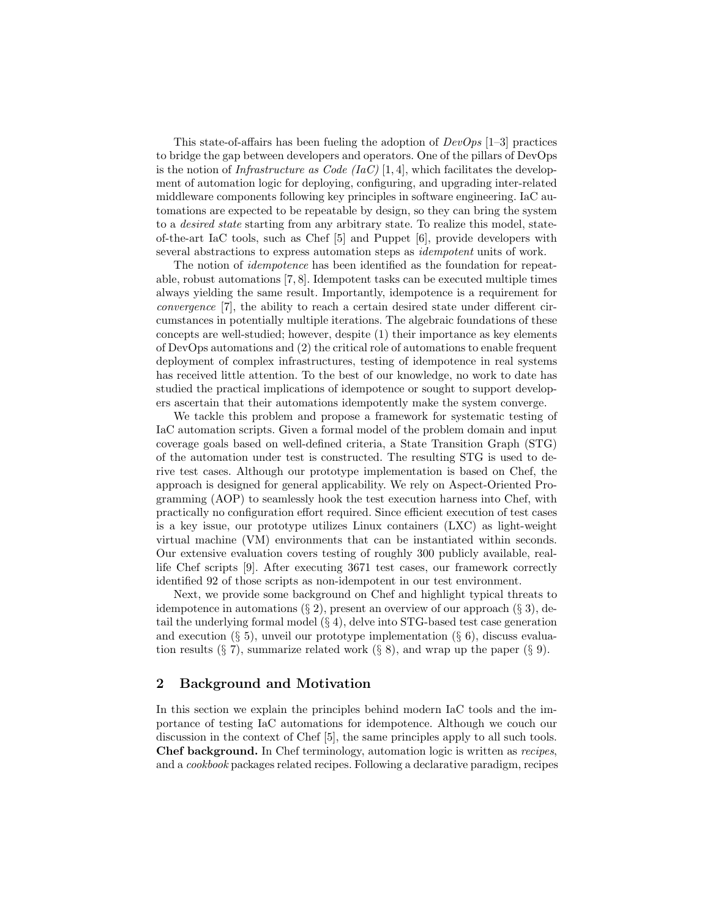This state-of-affairs has been fueling the adoption of *DevOps* [1–3] practices to bridge the gap between developers and operators. One of the pillars of DevOps is the notion of *Infrastructure as Code (IaC)* [1, 4], which facilitates the development of automation logic for deploying, configuring, and upgrading inter-related middleware components following key principles in software engineering. IaC automations are expected to be repeatable by design, so they can bring the system to a *desired state* starting from any arbitrary state. To realize this model, state-of-the-art IaC tools, such as Chef [5] and Puppet [6], provide developers with several abstractions to express automation steps as *idempotent* units of work.

The notion of *idempotence* has been identified as the foundation for repeatable, robust automations [7, 8]. Idempotent tasks can be executed multiple times always yielding the same result. Importantly, idempotence is a requirement for *convergence* [7], the ability to reach a certain desired state under different circumstances in potentially multiple iterations. The algebraic foundations of these concepts are well-studied; however, despite (1) their importance as key elements of DevOps automations and (2) the critical role of automations to enable frequent deployment of complex infrastructures, testing of idempotence in real systems has received little attention. To the best of our knowledge, no work to date has studied the practical implications of idempotence or sought to support developers ascertain that their automations idempotently make the system converge.

We tackle this problem and propose a framework for systematic testing of IaC automation scripts. Given a formal model of the problem domain and input coverage goals based on well-defined criteria, a State Transition Graph (STG) of the automation under test is constructed. The resulting STG is used to derive test cases. Although our prototype implementation is based on Chef, the approach is designed for general applicability. We rely on Aspect-Oriented Programming (AOP) to seamlessly hook the test execution harness into Chef, with practically no configuration effort required. Since efficient execution of test cases is a key issue, our prototype utilizes Linux containers (LXC) as light-weight virtual machine (VM) environments that can be instantiated within seconds. Our extensive evaluation covers testing of roughly 300 publicly available, real-life Chef scripts [9]. After executing 3671 test cases, our framework correctly identified 92 of those scripts as non-idempotent in our test environment.

Next, we provide some background on Chef and highlight typical threats to idempotence in automations (§ 2), present an overview of our approach (§ 3), detail the underlying formal model (§ 4), delve into STG-based test case generation and execution (§ 5), unveil our prototype implementation (§ 6), discuss evaluation results (§ 7), summarize related work (§ 8), and wrap up the paper (§ 9).

## 2 Background and Motivation

In this section we explain the principles behind modern IaC tools and the importance of testing IaC automations for idempotence. Although we couch our discussion in the context of Chef [5], the same principles apply to all such tools.

**Chef background.** In Chef terminology, automation logic is written as *recipes*, and a *cookbook* packages related recipes. Following a declarative paradigm, recipes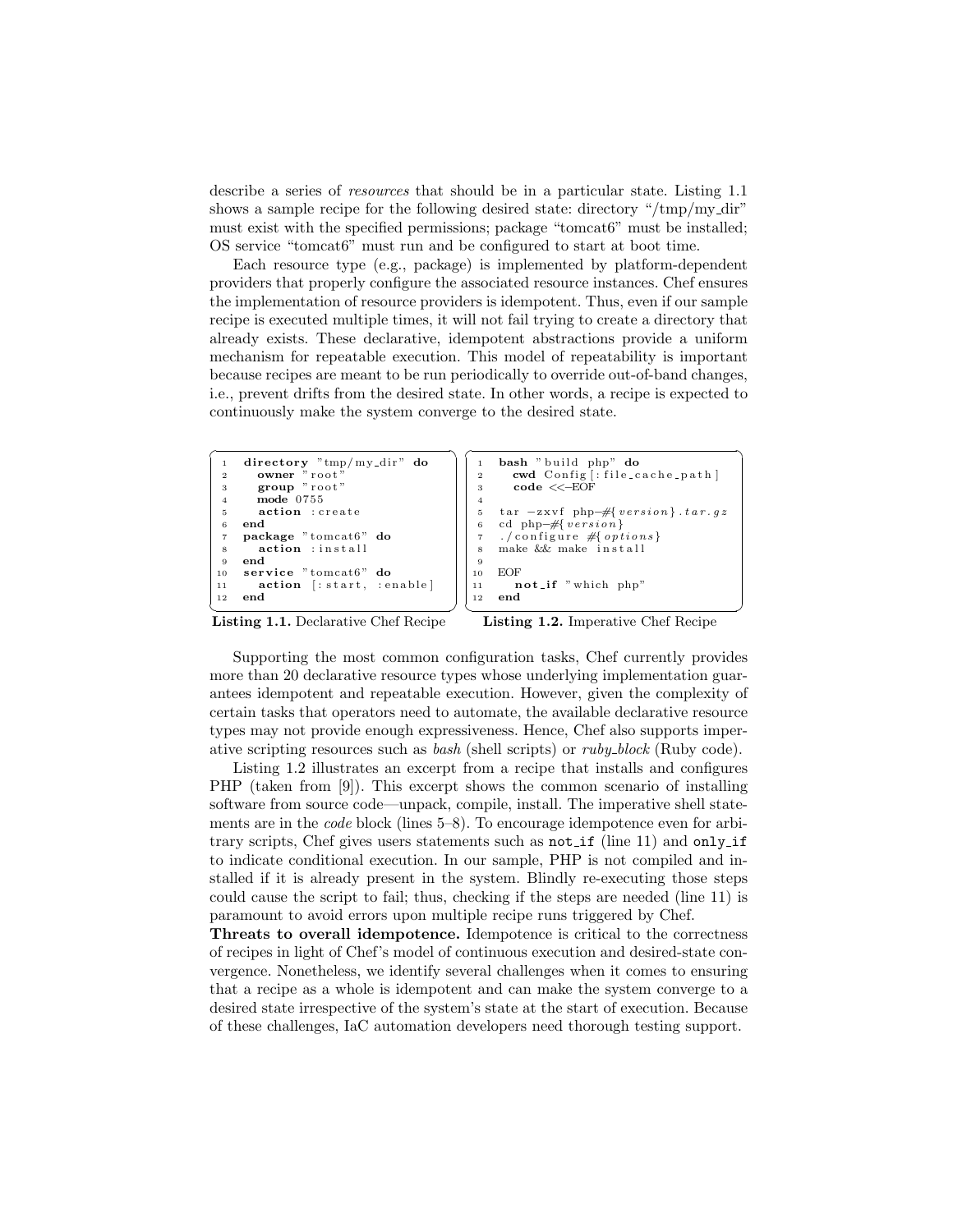describe a series of *resources* that should be in a particular state. Listing 1.1 shows a sample recipe for the following desired state: directory "/tmp/my_dir" must exist with the specified permissions; package "tomcat6" must be installed; OS service "tomcat6" must run and be configured to start at boot time.

Each resource type (e.g., package) is implemented by platform-dependent providers that properly configure the associated resource instances. Chef ensures the implementation of resource providers is idempotent. Thus, even if our sample recipe is executed multiple times, it will not fail trying to create a directory that already exists. These declarative, idempotent abstractions provide a uniform mechanism for repeatable execution. This model of repeatability is important because recipes are meant to be run periodically to override out-of-band changes, i.e., prevent drifts from the desired state. In other words, a recipe is expected to continuously make the system converge to the desired state.

```
1  directory "tmp/my_dir" do
2    owner "root"
3    group "root"
4    mode 0755
5    action :create
6  end
7  package "tomcat6" do
8    action :install
9  end
10 service "tomcat6" do
11   action [:start, :enable]
12 end
```

**Listing 1.1.** Declarative Chef Recipe

```
1  bash "build php" do
2    cwd Config[:file_cache_path]
3    code <<-EOF
4
5  tar -zxvf php-#{version}.tar.gz
6  cd php-#{version}
7  ./configure #{options}
8  make && make install
9
10 EOF
11   not_if "which php"
12 end
```

**Listing 1.2.** Imperative Chef Recipe

Supporting the most common configuration tasks, Chef currently provides more than 20 declarative resource types whose underlying implementation guarantees idempotent and repeatable execution. However, given the complexity of certain tasks that operators need to automate, the available declarative resource types may not provide enough expressiveness. Hence, Chef also supports imperative scripting resources such as *bash* (shell scripts) or *ruby_block* (Ruby code).

Listing 1.2 illustrates an excerpt from a recipe that installs and configures PHP (taken from [9]). This excerpt shows the common scenario of installing software from source code—unpack, compile, install. The imperative shell statements are in the *code* block (lines 5–8). To encourage idempotence even for arbitrary scripts, Chef gives users statements such as `not_if` (line 11) and `only_if` to indicate conditional execution. In our sample, PHP is not compiled and installed if it is already present in the system. Blindly re-executing those steps could cause the script to fail; thus, checking if the steps are needed (line 11) is paramount to avoid errors upon multiple recipe runs triggered by Chef.

**Threats to overall idempotence.** Idempotence is critical to the correctness of recipes in light of Chef's model of continuous execution and desired-state convergence. Nonetheless, we identify several challenges when it comes to ensuring that a recipe as a whole is idempotent and can make the system converge to a desired state irrespective of the system's state at the start of execution. Because of these challenges, IaC automation developers need thorough testing support.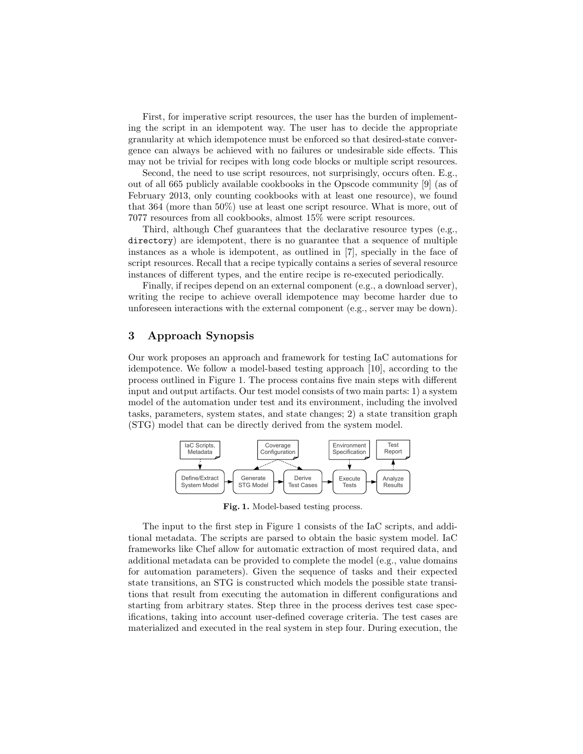First, for imperative script resources, the user has the burden of implementing the script in an idempotent way. The user has to decide the appropriate granularity at which idempotence must be enforced so that desired-state convergence can always be achieved with no failures or undesirable side effects. This may not be trivial for recipes with long code blocks or multiple script resources.

Second, the need to use script resources, not surprisingly, occurs often. E.g., out of all 665 publicly available cookbooks in the Opscode community [9] (as of February 2013, only counting cookbooks with at least one resource), we found that 364 (more than 50%) use at least one script resource. What is more, out of 7077 resources from all cookbooks, almost 15% were script resources.

Third, although Chef guarantees that the declarative resource types (e.g., `directory`) are idempotent, there is no guarantee that a sequence of multiple instances as a whole is idempotent, as outlined in [7], specially in the face of script resources. Recall that a recipe typically contains a series of several resource instances of different types, and the entire recipe is re-executed periodically.

Finally, if recipes depend on an external component (e.g., a download server), writing the recipe to achieve overall idempotence may become harder due to unforeseen interactions with the external component (e.g., server may be down).

## 3 Approach Synopsis

Our work proposes an approach and framework for testing IaC automations for idempotence. We follow a model-based testing approach [10], according to the process outlined in Figure 1. The process contains five main steps with different input and output artifacts. Our test model consists of two main parts: 1) a system model of the automation under test and its environment, including the involved tasks, parameters, system states, and state changes; 2) a state transition graph (STG) model that can be directly derived from the system model.

IaC Scripts, Metadata → Define/Extract System Model → Generate STG Model → Derive Test Cases (Coverage Configuration) → Execute Tests (Environment Specification) → Analyze Results → Test Report

**Fig. 1.** Model-based testing process.

The input to the first step in Figure 1 consists of the IaC scripts, and additional metadata. The scripts are parsed to obtain the basic system model. IaC frameworks like Chef allow for automatic extraction of most required data, and additional metadata can be provided to complete the model (e.g., value domains for automation parameters). Given the sequence of tasks and their expected state transitions, an STG is constructed which models the possible state transitions that result from executing the automation in different configurations and starting from arbitrary states. Step three in the process derives test case specifications, taking into account user-defined coverage criteria. The test cases are materialized and executed in the real system in step four. During execution, the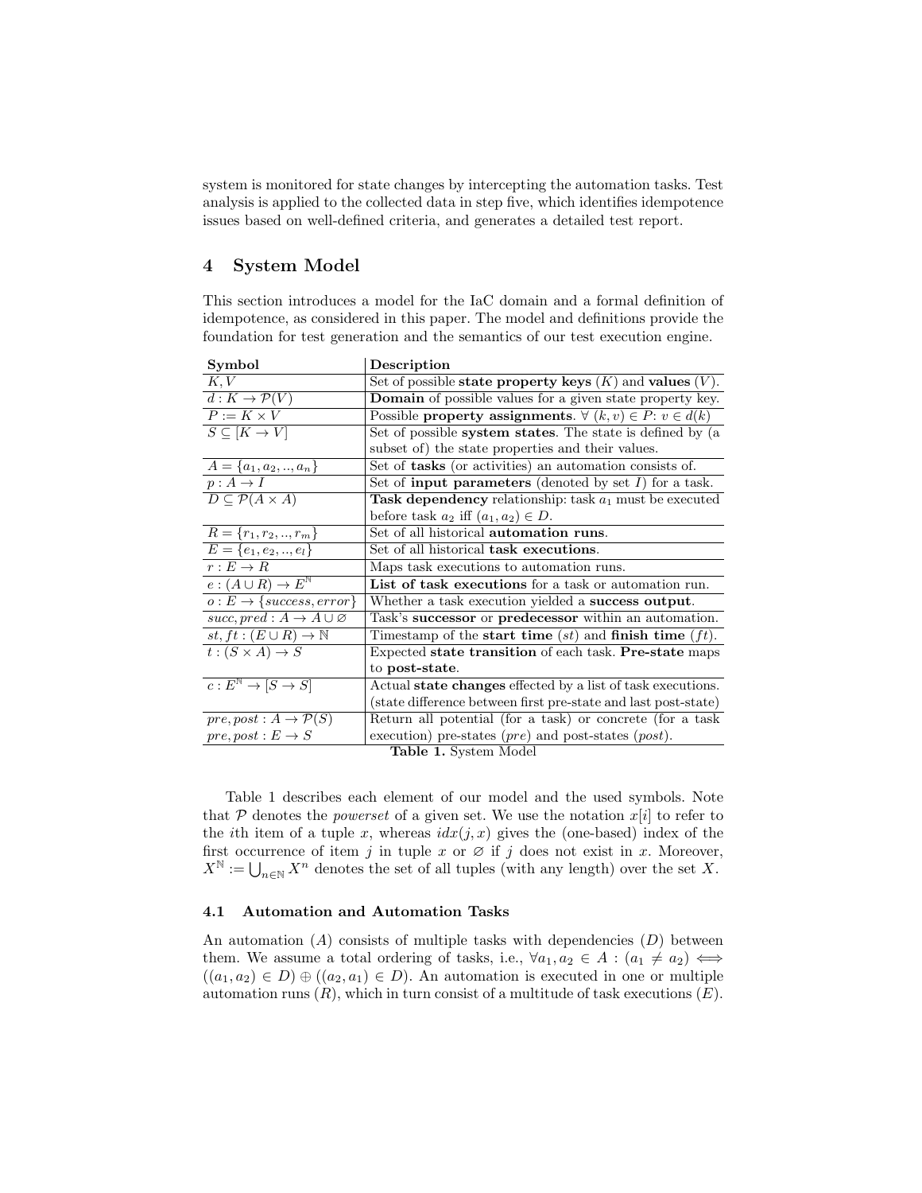system is monitored for state changes by intercepting the automation tasks. Test analysis is applied to the collected data in step five, which identifies idempotence issues based on well-defined criteria, and generates a detailed test report.

## 4 System Model

This section introduces a model for the IaC domain and a formal definition of idempotence, as considered in this paper. The model and definitions provide the foundation for test generation and the semantics of our test execution engine.

| Symbol | Description |
|---|---|
| $K, V$ | Set of possible **state property keys** ($K$) and **values** ($V$). |
| $d : K \rightarrow \mathcal{P}(V)$ | **Domain** of possible values for a given state property key. |
| $P := K \times V$ | Possible **property assignments**. $\forall\ (k, v) \in P$: $v \in d(k)$ |
| $S \subseteq [K \rightarrow V]$ | Set of possible **system states**. The state is defined by (a subset of) the state properties and their values. |
| $A = \{a_1, a_2, .., a_n\}$ | Set of **tasks** (or activities) an automation consists of. |
| $p : A \rightarrow I$ | Set of **input parameters** (denoted by set $I$) for a task. |
| $D \subseteq \mathcal{P}(A \times A)$ | **Task dependency** relationship: task $a_1$ must be executed before task $a_2$ iff $(a_1, a_2) \in D$. |
| $R = \{r_1, r_2, .., r_m\}$ | Set of all historical **automation runs**. |
| $E = \{e_1, e_2, .., e_l\}$ | Set of all historical **task executions**. |
| $r : E \rightarrow R$ | Maps task executions to automation runs. |
| $e : (A \cup R) \rightarrow E^{\mathbb{N}}$ | **List of task executions** for a task or automation run. |
| $o : E \rightarrow \{success, error\}$ | Whether a task execution yielded a **success output**. |
| $succ, pred : A \rightarrow A \cup \varnothing$ | Task's **successor** or **predecessor** within an automation. |
| $st, ft : (E \cup R) \rightarrow \mathbb{N}$ | Timestamp of the **start time** ($st$) and **finish time** ($ft$). |
| $t : (S \times A) \rightarrow S$ | Expected **state transition** of each task. **Pre-state** maps to **post-state**. |
| $c : E^{\mathbb{N}} \rightarrow [S \rightarrow S]$ | Actual **state changes** effected by a list of task executions. (state difference between first pre-state and last post-state) |
| $pre, post : A \rightarrow \mathcal{P}(S)$<br>$pre, post : E \rightarrow S$ | Return all potential (for a task) or concrete (for a task execution) pre-states ($pre$) and post-states ($post$). |

**Table 1.** System Model

Table 1 describes each element of our model and the used symbols. Note that $\mathcal{P}$ denotes the *powerset* of a given set. We use the notation $x[i]$ to refer to the $i$th item of a tuple $x$, whereas $idx(j, x)$ gives the (one-based) index of the first occurrence of item $j$ in tuple $x$ or $\varnothing$ if $j$ does not exist in $x$. Moreover, $X^{\mathbb{N}} := \bigcup_{n \in \mathbb{N}} X^n$ denotes the set of all tuples (with any length) over the set $X$.

### 4.1 Automation and Automation Tasks

An automation ($A$) consists of multiple tasks with dependencies ($D$) between them. We assume a total ordering of tasks, i.e., $\forall a_1, a_2 \in A : (a_1 \neq a_2) \iff ((a_1, a_2) \in D) \oplus ((a_2, a_1) \in D)$. An automation is executed in one or multiple automation runs ($R$), which in turn consist of a multitude of task executions ($E$).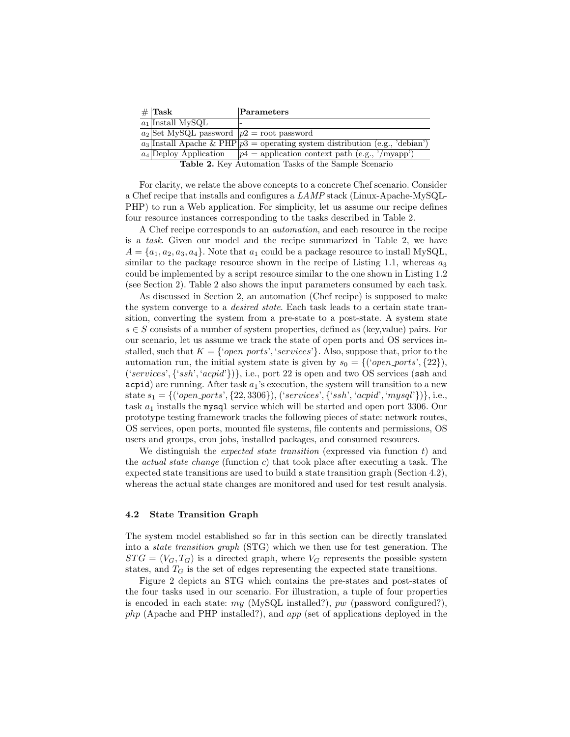| # | Task | Parameters |
| --- | --- | --- |
| $a_1$ | Install MySQL | - |
| $a_2$ | Set MySQL password | $p2$ = root password |
| $a_3$ | Install Apache & PHP | $p3$ = operating system distribution (e.g., 'debian') |
| $a_4$ | Deploy Application | $p4$ = application context path (e.g., '/myapp') |

**Table 2.** Key Automation Tasks of the Sample Scenario

For clarity, we relate the above concepts to a concrete Chef scenario. Consider a Chef recipe that installs and configures a *LAMP* stack (Linux-Apache-MySQL-PHP) to run a Web application. For simplicity, let us assume our recipe defines four resource instances corresponding to the tasks described in Table 2.

A Chef recipe corresponds to an *automation*, and each resource in the recipe is a *task*. Given our model and the recipe summarized in Table 2, we have $A = \{a_1, a_2, a_3, a_4\}$. Note that $a_1$ could be a package resource to install MySQL, similar to the package resource shown in the recipe of Listing 1.1, whereas $a_3$ could be implemented by a script resource similar to the one shown in Listing 1.2 (see Section 2). Table 2 also shows the input parameters consumed by each task.

As discussed in Section 2, an automation (Chef recipe) is supposed to make the system converge to a *desired state*. Each task leads to a certain state transition, converting the system from a pre-state to a post-state. A system state $s \in S$ consists of a number of system properties, defined as (key,value) pairs. For our scenario, let us assume we track the state of open ports and OS services installed, such that $K = \{\text{'}open\_ports\text{'}, \text{'}services\text{'}\}$. Also, suppose that, prior to the automation run, the initial system state is given by $s_0 = \{(\text{'}open\_ports\text{'}, \{22\}), (\text{'}services\text{'}, \{\text{'}ssh\text{'}, \text{'}acpid\text{'}\})\}$, i.e., port 22 is open and two OS services (`ssh` and `acpid`) are running. After task $a_1$'s execution, the system will transition to a new state $s_1 = \{(\text{'}open\_ports\text{'}, \{22, 3306\}), (\text{'}services\text{'}, \{\text{'}ssh\text{'}, \text{'}acpid\text{'}, \text{'}mysql\text{'}\})\}$, i.e., task $a_1$ installs the `mysql` service which will be started and open port 3306. Our prototype testing framework tracks the following pieces of state: network routes, OS services, open ports, mounted file systems, file contents and permissions, OS users and groups, cron jobs, installed packages, and consumed resources.

We distinguish the *expected state transition* (expressed via function $t$) and the *actual state change* (function $c$) that took place after executing a task. The expected state transitions are used to build a state transition graph (Section 4.2), whereas the actual state changes are monitored and used for test result analysis.

### 4.2 State Transition Graph

The system model established so far in this section can be directly translated into a *state transition graph* (STG) which we then use for test generation. The $STG = (V_G, T_G)$ is a directed graph, where $V_G$ represents the possible system states, and $T_G$ is the set of edges representing the expected state transitions.

Figure 2 depicts an STG which contains the pre-states and post-states of the four tasks used in our scenario. For illustration, a tuple of four properties is encoded in each state: *my* (MySQL installed?), *pw* (password configured?), *php* (Apache and PHP installed?), and *app* (set of applications deployed in the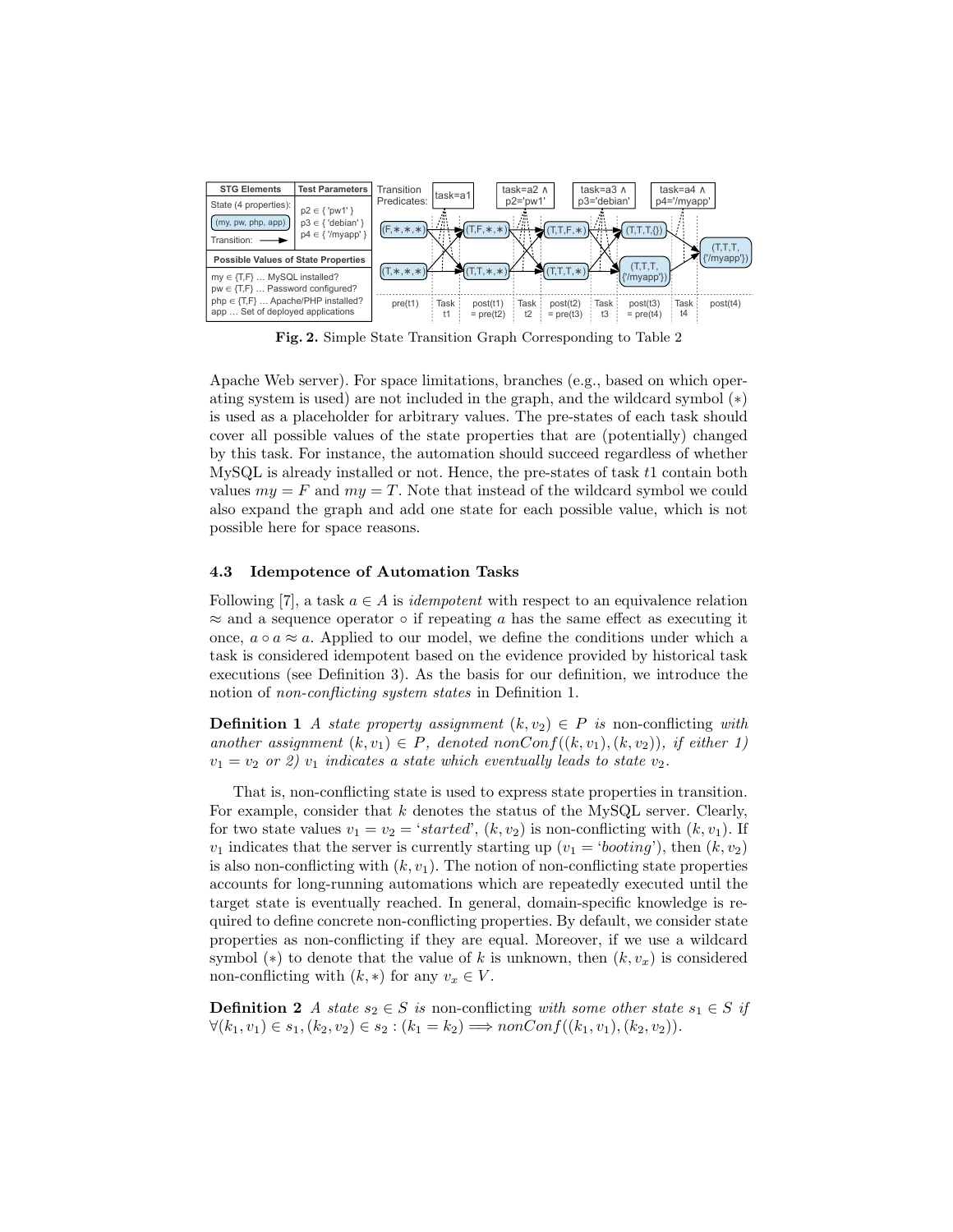| STG Elements | Test Parameters |
|---|---|
| State (4 properties): (my, pw, php, app) Transition: ⟶ | p2 ∈ { 'pw1' } p3 ∈ { 'debian' } p4 ∈ { '/myapp' } |
| **Possible Values of State Properties** | |
| my ∈ {T,F} … MySQL installed? pw ∈ {T,F} … Password configured? php ∈ {T,F} … Apache/PHP installed? app … Set of deployed applications | |

Transition Predicates: task=a1 | task=a2 ∧ p2='pw1' | task=a3 ∧ p3='debian' | task=a4 ∧ p4='/myapp'

(F,∗,∗,∗), (T,∗,∗,∗) → (T,F,∗,∗), (T,T,∗,∗) → (T,T,F,∗), (T,T,T,∗) → (T,T,T,{}), (T,T,T,{'/myapp'}) → (T,T,T,{'/myapp'})

pre(t1) | Task t1 | post(t1) = pre(t2) | Task t2 | post(t2) = pre(t3) | Task t3 | post(t3) = pre(t4) | Task t4 | post(t4)

**Fig. 2.** Simple State Transition Graph Corresponding to Table 2

Apache Web server). For space limitations, branches (e.g., based on which operating system is used) are not included in the graph, and the wildcard symbol ($*$) is used as a placeholder for arbitrary values. The pre-states of each task should cover all possible values of the state properties that are (potentially) changed by this task. For instance, the automation should succeed regardless of whether MySQL is already installed or not. Hence, the pre-states of task $t1$ contain both values $my = F$ and $my = T$. Note that instead of the wildcard symbol we could also expand the graph and add one state for each possible value, which is not possible here for space reasons.

### 4.3 Idempotence of Automation Tasks

Following [7], a task $a \in A$ is *idempotent* with respect to an equivalence relation $\approx$ and a sequence operator $\circ$ if repeating $a$ has the same effect as executing it once, $a \circ a \approx a$. Applied to our model, we define the conditions under which a task is considered idempotent based on the evidence provided by historical task executions (see Definition 3). As the basis for our definition, we introduce the notion of *non-conflicting system states* in Definition 1.

**Definition 1** *A state property assignment* $(k, v_2) \in P$ *is* non-conflicting *with another assignment* $(k, v_1) \in P$*, denoted* $nonConf((k, v_1), (k, v_2))$*, if either 1)* $v_1 = v_2$ *or 2)* $v_1$ *indicates a state which eventually leads to state* $v_2$*.*

That is, non-conflicting state is used to express state properties in transition. For example, consider that $k$ denotes the status of the MySQL server. Clearly, for two state values $v_1 = v_2 =$ '*started*', $(k, v_2)$ is non-conflicting with $(k, v_1)$. If $v_1$ indicates that the server is currently starting up ($v_1 =$ '*booting*'), then $(k, v_2)$ is also non-conflicting with $(k, v_1)$. The notion of non-conflicting state properties accounts for long-running automations which are repeatedly executed until the target state is eventually reached. In general, domain-specific knowledge is required to define concrete non-conflicting properties. By default, we consider state properties as non-conflicting if they are equal. Moreover, if we use a wildcard symbol ($*$) to denote that the value of $k$ is unknown, then $(k, v_x)$ is considered non-conflicting with $(k, *)$ for any $v_x \in V$.

**Definition 2** *A state* $s_2 \in S$ *is* non-conflicting *with some other state* $s_1 \in S$ *if* $\forall (k_1, v_1) \in s_1, (k_2, v_2) \in s_2 : (k_1 = k_2) \implies nonConf((k_1, v_1), (k_2, v_2))$*.*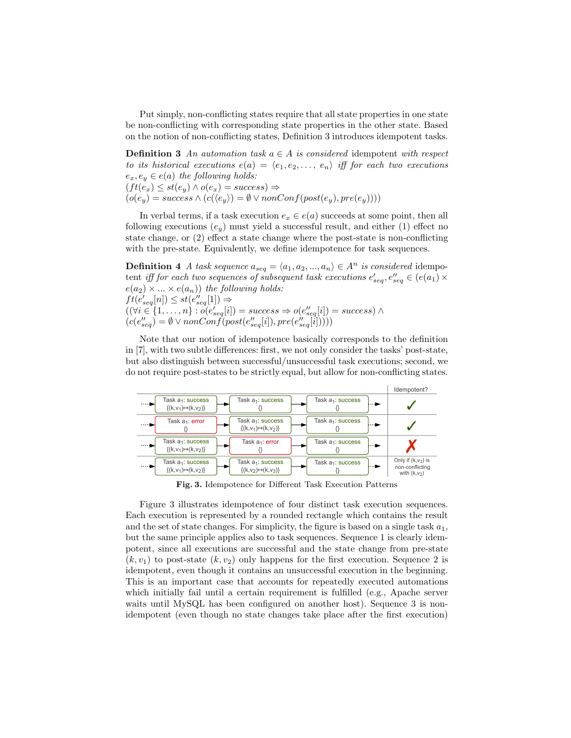Put simply, non-conflicting states require that all state properties in one state be non-conflicting with corresponding state properties in the other state. Based on the notion of non-conflicting states, Definition 3 introduces idempotent tasks.

**Definition 3** *An automation task $a \in A$ is considered* idempotent *with respect to its historical executions $e(a) = \langle e_1, e_2, \ldots, e_n \rangle$ iff for each two executions $e_x, e_y \in e(a)$ the following holds:*
$(ft(e_x) \leq st(e_y) \land o(e_x) = success) \Rightarrow$
$(o(e_y) = success \land (c(\langle e_y \rangle) = \emptyset \lor nonConf(post(e_y), pre(e_y))))$

In verbal terms, if a task execution $e_x \in e(a)$ succeeds at some point, then all following executions ($e_y$) must yield a successful result, and either (1) effect no state change, or (2) effect a state change where the post-state is non-conflicting with the pre-state. Equivalently, we define idempotence for task sequences.

**Definition 4** *A task sequence $a_{seq} = \langle a_1, a_2, ..., a_n \rangle \in A^n$ is considered* idempotent *iff for each two sequences of subsequent task executions $e'_{seq}, e''_{seq} \in (e(a_1) \times e(a_2) \times ... \times e(a_n))$ the following holds:*
$ft(e'_{seq}[n]) \leq st(e''_{seq}[1]) \Rightarrow$
$((\forall i \in \{1, \ldots, n\} : o(e'_{seq}[i]) = success \Rightarrow o(e''_{seq}[i]) = success) \land$
$(c(e''_{seq}) = \emptyset \lor nonConf(post(e''_{seq}[i]), pre(e''_{seq}[i]))))$

Note that our notion of idempotence basically corresponds to the definition in [7], with two subtle differences: first, we not only consider the tasks' post-state, but also distinguish between successful/unsuccessful task executions; second, we do not require post-states to be strictly equal, but allow for non-conflicting states.

| Execution 1 | Execution 2 | Execution 3 | Idempotent? |
|---|---|---|---|
| Task $a_1$: success $\{(k,v_1)\mapsto(k,v_2)\}$ | Task $a_1$: success $\{\}$ | Task $a_1$: success $\{\}$ | ✓ |
| Task $a_1$: error $\{\}$ | Task $a_1$: success $\{(k,v_1)\mapsto(k,v_2)\}$ | Task $a_1$: success $\{\}$ | ✓ |
| Task $a_1$: success $\{(k,v_1)\mapsto(k,v_2)\}$ | Task $a_1$: error $\{\}$ | Task $a_1$: success $\{\}$ | ✗ |
| Task $a_1$: success $\{(k,v_1)\mapsto(k,v_2)\}$ | Task $a_1$: success $\{(k,v_2)\mapsto(k,v_3)\}$ | Task $a_1$: success $\{\}$ | Only if $(k,v_3)$ is non-conflicting with $(k,v_2)$ |

**Fig. 3.** Idempotence for Different Task Execution Patterns

Figure 3 illustrates idempotence of four distinct task execution sequences. Each execution is represented by a rounded rectangle which contains the result and the set of state changes. For simplicity, the figure is based on a single task $a_1$, but the same principle applies also to task sequences. Sequence 1 is clearly idempotent, since all executions are successful and the state change from pre-state $(k, v_1)$ to post-state $(k, v_2)$ only happens for the first execution. Sequence 2 is idempotent, even though it contains an unsuccessful execution in the beginning. This is an important case that accounts for repeatedly executed automations which initially fail until a certain requirement is fulfilled (e.g., Apache server waits until MySQL has been configured on another host). Sequence 3 is non-idempotent (even though no state changes take place after the first execution)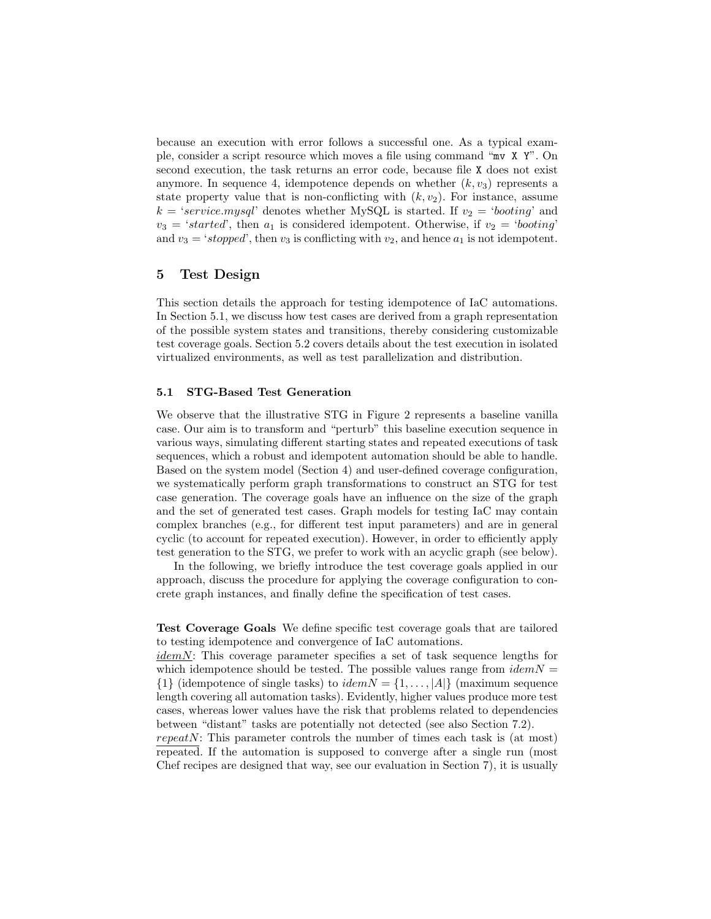because an execution with error follows a successful one. As a typical example, consider a script resource which moves a file using command "`mv X Y`". On second execution, the task returns an error code, because file `X` does not exist anymore. In sequence 4, idempotence depends on whether $(k, v_3)$ represents a state property value that is non-conflicting with $(k, v_2)$. For instance, assume $k$ = '*service.mysql*' denotes whether MySQL is started. If $v_2$ = '*booting*' and $v_3$ = '*started*', then $a_1$ is considered idempotent. Otherwise, if $v_2$ = '*booting*' and $v_3$ = '*stopped*', then $v_3$ is conflicting with $v_2$, and hence $a_1$ is not idempotent.

## 5 Test Design

This section details the approach for testing idempotence of IaC automations. In Section 5.1, we discuss how test cases are derived from a graph representation of the possible system states and transitions, thereby considering customizable test coverage goals. Section 5.2 covers details about the test execution in isolated virtualized environments, as well as test parallelization and distribution.

### 5.1 STG-Based Test Generation

We observe that the illustrative STG in Figure 2 represents a baseline vanilla case. Our aim is to transform and "perturb" this baseline execution sequence in various ways, simulating different starting states and repeated executions of task sequences, which a robust and idempotent automation should be able to handle. Based on the system model (Section 4) and user-defined coverage configuration, we systematically perform graph transformations to construct an STG for test case generation. The coverage goals have an influence on the size of the graph and the set of generated test cases. Graph models for testing IaC may contain complex branches (e.g., for different test input parameters) and are in general cyclic (to account for repeated execution). However, in order to efficiently apply test generation to the STG, we prefer to work with an acyclic graph (see below).

In the following, we briefly introduce the test coverage goals applied in our approach, discuss the procedure for applying the coverage configuration to concrete graph instances, and finally define the specification of test cases.

**Test Coverage Goals** We define specific test coverage goals that are tailored to testing idempotence and convergence of IaC automations.

*idemN*: This coverage parameter specifies a set of task sequence lengths for which idempotence should be tested. The possible values range from $idemN = \{1\}$ (idempotence of single tasks) to $idemN = \{1, \ldots, |A|\}$ (maximum sequence length covering all automation tasks). Evidently, higher values produce more test cases, whereas lower values have the risk that problems related to dependencies between "distant" tasks are potentially not detected (see also Section 7.2).

*repeatN*: This parameter controls the number of times each task is (at most) repeated. If the automation is supposed to converge after a single run (most Chef recipes are designed that way, see our evaluation in Section 7), it is usually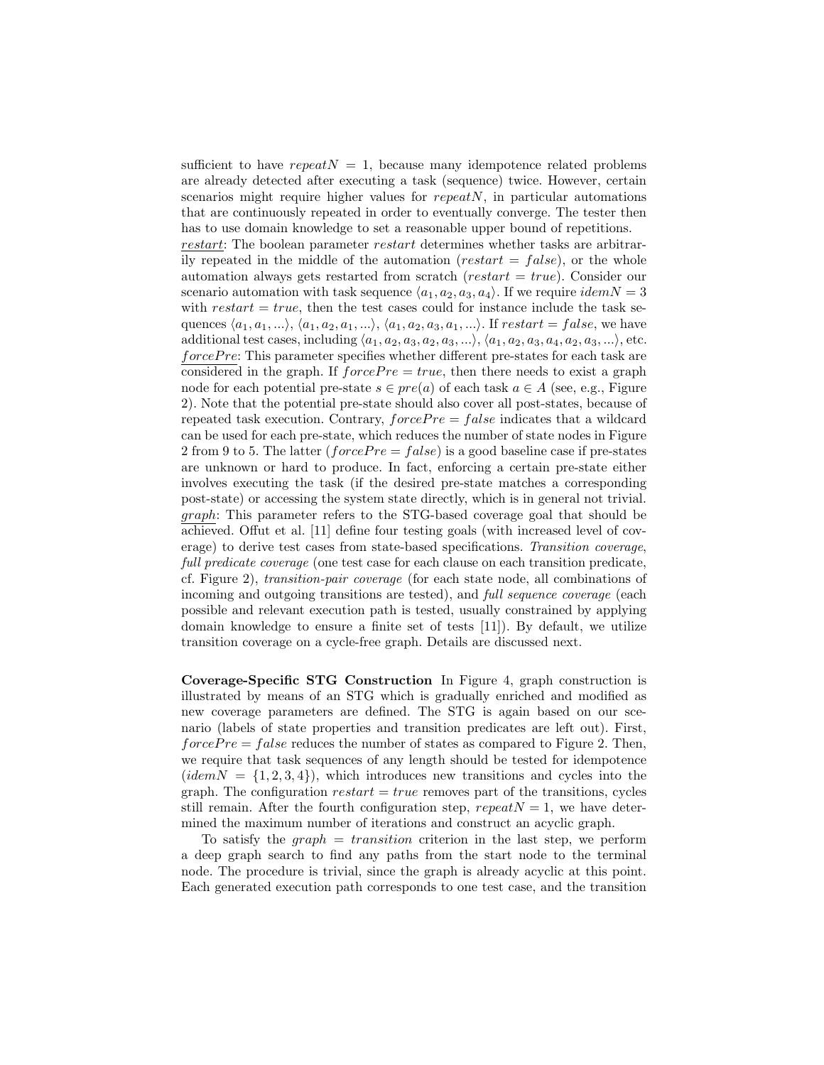sufficient to have $repeatN = 1$, because many idempotence related problems are already detected after executing a task (sequence) twice. However, certain scenarios might require higher values for $repeatN$, in particular automations that are continuously repeated in order to eventually converge. The tester then has to use domain knowledge to set a reasonable upper bound of repetitions.

$\underline{restart}$: The boolean parameter $restart$ determines whether tasks are arbitrarily repeated in the middle of the automation ($restart = false$), or the whole automation always gets restarted from scratch ($restart = true$). Consider our scenario automation with task sequence $\langle a_1, a_2, a_3, a_4 \rangle$. If we require $idemN = 3$ with $restart = true$, then the test cases could for instance include the task sequences $\langle a_1, a_1, ... \rangle$, $\langle a_1, a_2, a_1, ... \rangle$, $\langle a_1, a_2, a_3, a_1, ... \rangle$. If $restart = false$, we have additional test cases, including $\langle a_1, a_2, a_3, a_2, a_3, ... \rangle$, $\langle a_1, a_2, a_3, a_4, a_2, a_3, ... \rangle$, etc.

$\underline{forcePre}$: This parameter specifies whether different pre-states for each task are considered in the graph. If $forcePre = true$, then there needs to exist a graph node for each potential pre-state $s \in pre(a)$ of each task $a \in A$ (see, e.g., Figure 2). Note that the potential pre-state should also cover all post-states, because of repeated task execution. Contrary, $forcePre = false$ indicates that a wildcard can be used for each pre-state, which reduces the number of state nodes in Figure 2 from 9 to 5. The latter ($forcePre = false$) is a good baseline case if pre-states are unknown or hard to produce. In fact, enforcing a certain pre-state either involves executing the task (if the desired pre-state matches a corresponding post-state) or accessing the system state directly, which is in general not trivial.

$\underline{graph}$: This parameter refers to the STG-based coverage goal that should be achieved. Offut et al. [11] define four testing goals (with increased level of coverage) to derive test cases from state-based specifications. *Transition coverage*, *full predicate coverage* (one test case for each clause on each transition predicate, cf. Figure 2), *transition-pair coverage* (for each state node, all combinations of incoming and outgoing transitions are tested), and *full sequence coverage* (each possible and relevant execution path is tested, usually constrained by applying domain knowledge to ensure a finite set of tests [11]). By default, we utilize transition coverage on a cycle-free graph. Details are discussed next.

**Coverage-Specific STG Construction** In Figure 4, graph construction is illustrated by means of an STG which is gradually enriched and modified as new coverage parameters are defined. The STG is again based on our scenario (labels of state properties and transition predicates are left out). First, $forcePre = false$ reduces the number of states as compared to Figure 2. Then, we require that task sequences of any length should be tested for idempotence ($idemN = \{1, 2, 3, 4\}$), which introduces new transitions and cycles into the graph. The configuration $restart = true$ removes part of the transitions, cycles still remain. After the fourth configuration step, $repeatN = 1$, we have determined the maximum number of iterations and construct an acyclic graph.

To satisfy the $graph = transition$ criterion in the last step, we perform a deep graph search to find any paths from the start node to the terminal node. The procedure is trivial, since the graph is already acyclic at this point. Each generated execution path corresponds to one test case, and the transition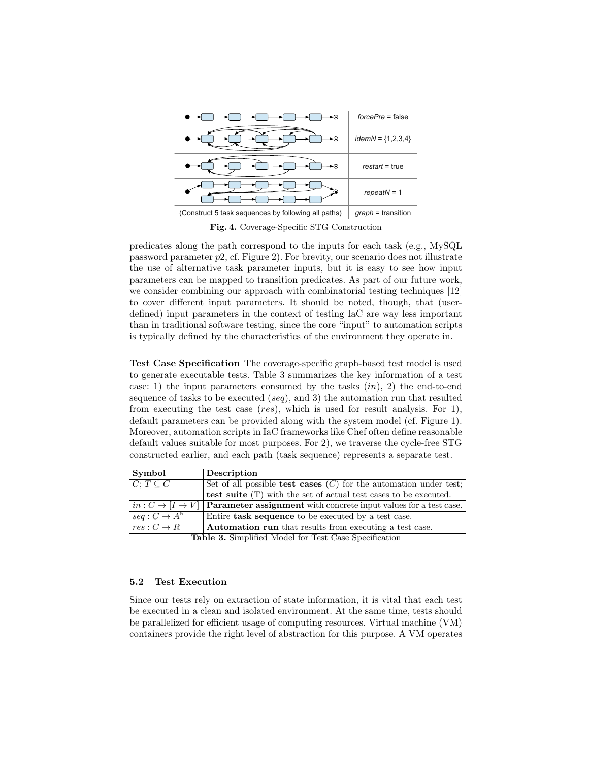| | |
|---|---|
| | *forcePre* = false |
| | *idemN* = {1,2,3,4} |
| | *restart* = true |
| | *repeatN* = 1 |
| (Construct 5 task sequences by following all paths) | *graph* = transition |

**Fig. 4.** Coverage-Specific STG Construction

predicates along the path correspond to the inputs for each task (e.g., MySQL password parameter $p2$, cf. Figure 2). For brevity, our scenario does not illustrate the use of alternative task parameter inputs, but it is easy to see how input parameters can be mapped to transition predicates. As part of our future work, we consider combining our approach with combinatorial testing techniques [12] to cover different input parameters. It should be noted, though, that (user-defined) input parameters in the context of testing IaC are way less important than in traditional software testing, since the core "input" to automation scripts is typically defined by the characteristics of the environment they operate in.

**Test Case Specification** The coverage-specific graph-based test model is used to generate executable tests. Table 3 summarizes the key information of a test case: 1) the input parameters consumed by the tasks (*in*), 2) the end-to-end sequence of tasks to be executed (*seq*), and 3) the automation run that resulted from executing the test case (*res*), which is used for result analysis. For 1), default parameters can be provided along with the system model (cf. Figure 1). Moreover, automation scripts in IaC frameworks like Chef often define reasonable default values suitable for most purposes. For 2), we traverse the cycle-free STG constructed earlier, and each path (task sequence) represents a separate test.

| Symbol | Description |
|---|---|
| $C; T \subseteq C$ | Set of all possible **test cases** ($C$) for the automation under test; **test suite** (T) with the set of actual test cases to be executed. |
| $in : C \rightarrow [I \rightarrow V]$ | **Parameter assignment** with concrete input values for a test case. |
| $seq : C \rightarrow A^{\mathbb{N}}$ | Entire **task sequence** to be executed by a test case. |
| $res : C \rightarrow R$ | **Automation run** that results from executing a test case. |

**Table 3.** Simplified Model for Test Case Specification

### 5.2 Test Execution

Since our tests rely on extraction of state information, it is vital that each test be executed in a clean and isolated environment. At the same time, tests should be parallelized for efficient usage of computing resources. Virtual machine (VM) containers provide the right level of abstraction for this purpose. A VM operates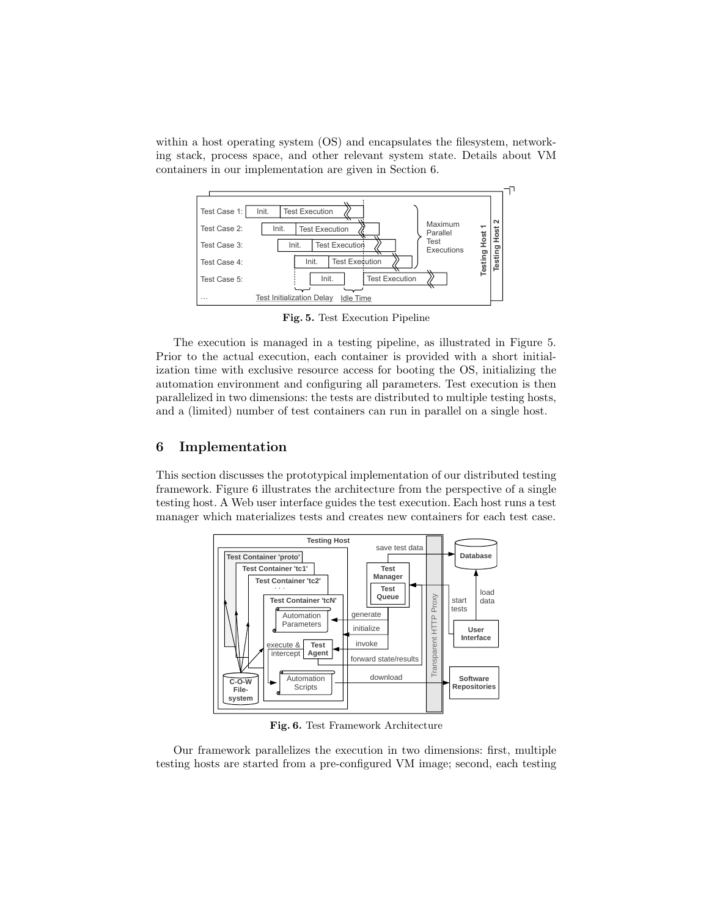within a host operating system (OS) and encapsulates the filesystem, networking stack, process space, and other relevant system state. Details about VM containers in our implementation are given in Section 6.

**Fig. 5.** Test Execution Pipeline

The execution is managed in a testing pipeline, as illustrated in Figure 5. Prior to the actual execution, each container is provided with a short initialization time with exclusive resource access for booting the OS, initializing the automation environment and configuring all parameters. Test execution is then parallelized in two dimensions: the tests are distributed to multiple testing hosts, and a (limited) number of test containers can run in parallel on a single host.

## 6 Implementation

This section discusses the prototypical implementation of our distributed testing framework. Figure 6 illustrates the architecture from the perspective of a single testing host. A Web user interface guides the test execution. Each host runs a test manager which materializes tests and creates new containers for each test case.

**Fig. 6.** Test Framework Architecture

Our framework parallelizes the execution in two dimensions: first, multiple testing hosts are started from a pre-configured VM image; second, each testing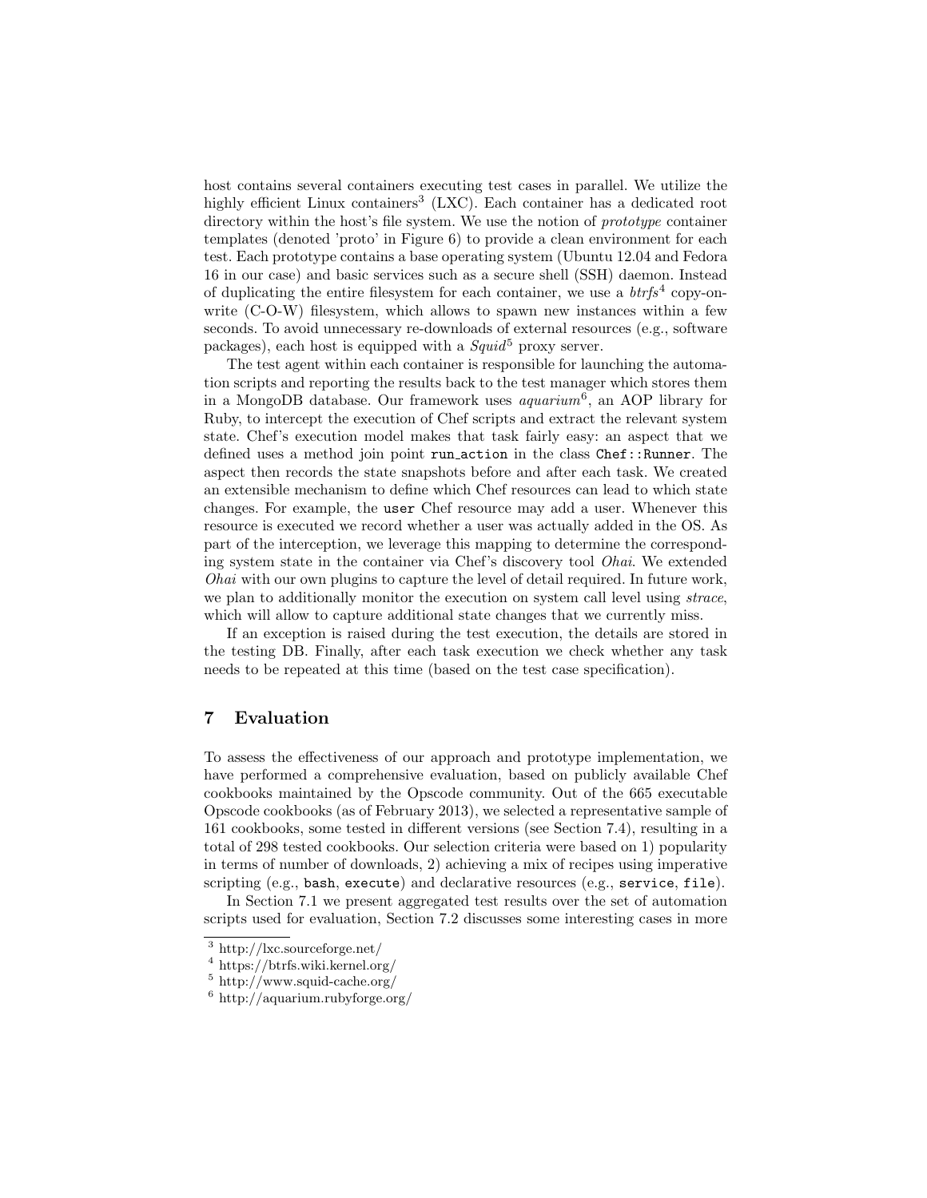host contains several containers executing test cases in parallel. We utilize the highly efficient Linux containers[3] (LXC). Each container has a dedicated root directory within the host's file system. We use the notion of *prototype* container templates (denoted 'proto' in Figure 6) to provide a clean environment for each test. Each prototype contains a base operating system (Ubuntu 12.04 and Fedora 16 in our case) and basic services such as a secure shell (SSH) daemon. Instead of duplicating the entire filesystem for each container, we use a *btrfs*[4] copy-on-write (C-O-W) filesystem, which allows to spawn new instances within a few seconds. To avoid unnecessary re-downloads of external resources (e.g., software packages), each host is equipped with a *Squid*[5] proxy server.

The test agent within each container is responsible for launching the automation scripts and reporting the results back to the test manager which stores them in a MongoDB database. Our framework uses *aquarium*[6], an AOP library for Ruby, to intercept the execution of Chef scripts and extract the relevant system state. Chef's execution model makes that task fairly easy: an aspect that we defined uses a method join point `run_action` in the class `Chef::Runner`. The aspect then records the state snapshots before and after each task. We created an extensible mechanism to define which Chef resources can lead to which state changes. For example, the `user` Chef resource may add a user. Whenever this resource is executed we record whether a user was actually added in the OS. As part of the interception, we leverage this mapping to determine the corresponding system state in the container via Chef's discovery tool *Ohai*. We extended *Ohai* with our own plugins to capture the level of detail required. In future work, we plan to additionally monitor the execution on system call level using *strace*, which will allow to capture additional state changes that we currently miss.

If an exception is raised during the test execution, the details are stored in the testing DB. Finally, after each task execution we check whether any task needs to be repeated at this time (based on the test case specification).

## 7 Evaluation

To assess the effectiveness of our approach and prototype implementation, we have performed a comprehensive evaluation, based on publicly available Chef cookbooks maintained by the Opscode community. Out of the 665 executable Opscode cookbooks (as of February 2013), we selected a representative sample of 161 cookbooks, some tested in different versions (see Section 7.4), resulting in a total of 298 tested cookbooks. Our selection criteria were based on 1) popularity in terms of number of downloads, 2) achieving a mix of recipes using imperative scripting (e.g., `bash`, `execute`) and declarative resources (e.g., `service`, `file`).

In Section 7.1 we present aggregated test results over the set of automation scripts used for evaluation, Section 7.2 discusses some interesting cases in more

[3] http://lxc.sourceforge.net/

[4] https://btrfs.wiki.kernel.org/

[5] http://www.squid-cache.org/

[6] http://aquarium.rubyforge.org/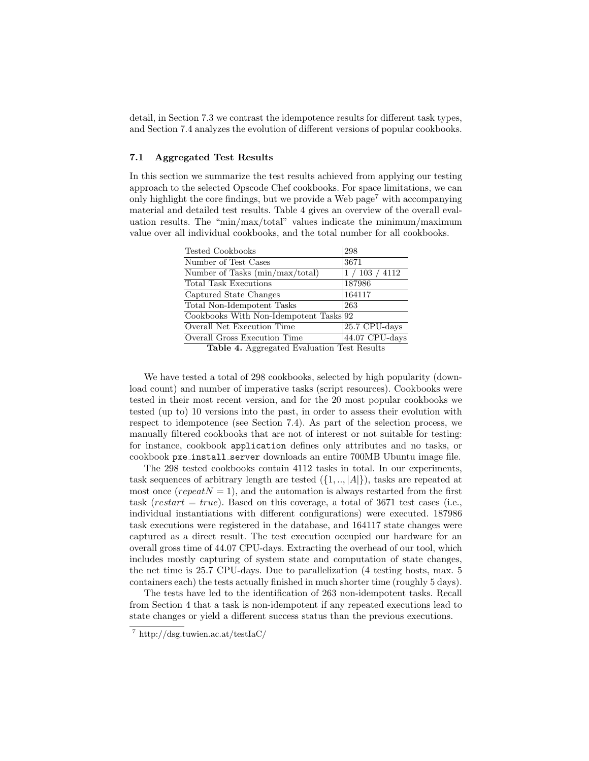detail, in Section 7.3 we contrast the idempotence results for different task types, and Section 7.4 analyzes the evolution of different versions of popular cookbooks.

### 7.1 Aggregated Test Results

In this section we summarize the test results achieved from applying our testing approach to the selected Opscode Chef cookbooks. For space limitations, we can only highlight the core findings, but we provide a Web page[7] with accompanying material and detailed test results. Table 4 gives an overview of the overall evaluation results. The "min/max/total" values indicate the minimum/maximum value over all individual cookbooks, and the total number for all cookbooks.

| | |
|---|---|
| Tested Cookbooks | 298 |
| Number of Test Cases | 3671 |
| Number of Tasks (min/max/total) | 1 / 103 / 4112 |
| Total Task Executions | 187986 |
| Captured State Changes | 164117 |
| Total Non-Idempotent Tasks | 263 |
| Cookbooks With Non-Idempotent Tasks | 92 |
| Overall Net Execution Time | 25.7 CPU-days |
| Overall Gross Execution Time | 44.07 CPU-days |

**Table 4.** Aggregated Evaluation Test Results

We have tested a total of 298 cookbooks, selected by high popularity (download count) and number of imperative tasks (script resources). Cookbooks were tested in their most recent version, and for the 20 most popular cookbooks we tested (up to) 10 versions into the past, in order to assess their evolution with respect to idempotence (see Section 7.4). As part of the selection process, we manually filtered cookbooks that are not of interest or not suitable for testing: for instance, cookbook `application` defines only attributes and no tasks, or cookbook `pxe_install_server` downloads an entire 700MB Ubuntu image file.

The 298 tested cookbooks contain 4112 tasks in total. In our experiments, task sequences of arbitrary length are tested ($\{1, .., |A|\}$), tasks are repeated at most once ($repeatN = 1$), and the automation is always restarted from the first task ($restart = true$). Based on this coverage, a total of 3671 test cases (i.e., individual instantiations with different configurations) were executed. 187986 task executions were registered in the database, and 164117 state changes were captured as a direct result. The test execution occupied our hardware for an overall gross time of 44.07 CPU-days. Extracting the overhead of our tool, which includes mostly capturing of system state and computation of state changes, the net time is 25.7 CPU-days. Due to parallelization (4 testing hosts, max. 5 containers each) the tests actually finished in much shorter time (roughly 5 days).

The tests have led to the identification of 263 non-idempotent tasks. Recall from Section 4 that a task is non-idempotent if any repeated executions lead to state changes or yield a different success status than the previous executions.

[7] http://dsg.tuwien.ac.at/testIaC/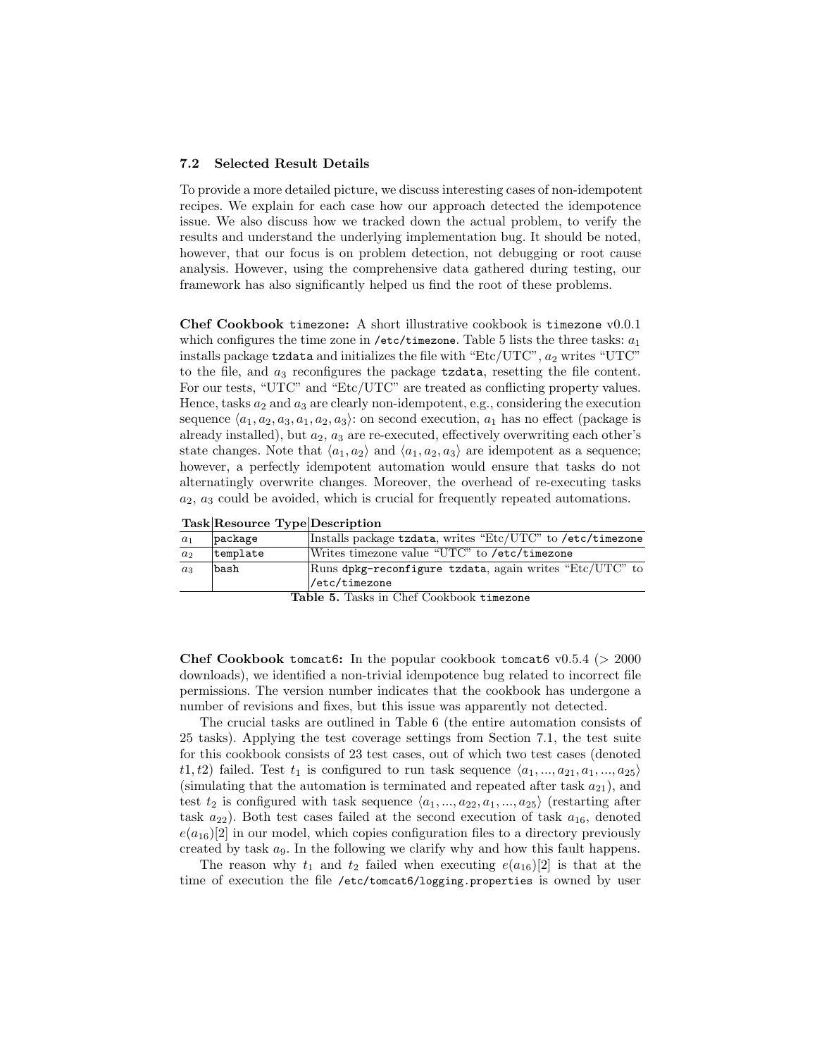### 7.2 Selected Result Details

To provide a more detailed picture, we discuss interesting cases of non-idempotent recipes. We explain for each case how our approach detected the idempotence issue. We also discuss how we tracked down the actual problem, to verify the results and understand the underlying implementation bug. It should be noted, however, that our focus is on problem detection, not debugging or root cause analysis. However, using the comprehensive data gathered during testing, our framework has also significantly helped us find the root of these problems.

**Chef Cookbook `timezone`:** A short illustrative cookbook is `timezone` v0.0.1 which configures the time zone in `/etc/timezone`. Table 5 lists the three tasks: $a_1$ installs package `tzdata` and initializes the file with "Etc/UTC", $a_2$ writes "UTC" to the file, and $a_3$ reconfigures the package `tzdata`, resetting the file content. For our tests, "UTC" and "Etc/UTC" are treated as conflicting property values. Hence, tasks $a_2$ and $a_3$ are clearly non-idempotent, e.g., considering the execution sequence $\langle a_1, a_2, a_3, a_1, a_2, a_3 \rangle$: on second execution, $a_1$ has no effect (package is already installed), but $a_2$, $a_3$ are re-executed, effectively overwriting each other's state changes. Note that $\langle a_1, a_2 \rangle$ and $\langle a_1, a_2, a_3 \rangle$ are idempotent as a sequence; however, a perfectly idempotent automation would ensure that tasks do not alternatingly overwrite changes. Moreover, the overhead of re-executing tasks $a_2$, $a_3$ could be avoided, which is crucial for frequently repeated automations.

| Task | Resource Type | Description |
|---|---|---|
| $a_1$ | `package` | Installs package `tzdata`, writes "Etc/UTC" to `/etc/timezone` |
| $a_2$ | `template` | Writes timezone value "UTC" to `/etc/timezone` |
| $a_3$ | `bash` | Runs `dpkg-reconfigure tzdata`, again writes "Etc/UTC" to `/etc/timezone` |

**Table 5.** Tasks in Chef Cookbook `timezone`

**Chef Cookbook `tomcat6`:** In the popular cookbook `tomcat6` v0.5.4 (> 2000 downloads), we identified a non-trivial idempotence bug related to incorrect file permissions. The version number indicates that the cookbook has undergone a number of revisions and fixes, but this issue was apparently not detected.

The crucial tasks are outlined in Table 6 (the entire automation consists of 25 tasks). Applying the test coverage settings from Section 7.1, the test suite for this cookbook consists of 23 test cases, out of which two test cases (denoted $t1, t2$) failed. Test $t_1$ is configured to run task sequence $\langle a_1, ..., a_{21}, a_1, ..., a_{25} \rangle$ (simulating that the automation is terminated and repeated after task $a_{21}$), and test $t_2$ is configured with task sequence $\langle a_1, ..., a_{22}, a_1, ..., a_{25} \rangle$ (restarting after task $a_{22}$). Both test cases failed at the second execution of task $a_{16}$, denoted $e(a_{16})[2]$ in our model, which copies configuration files to a directory previously created by task $a_9$. In the following we clarify why and how this fault happens.

The reason why $t_1$ and $t_2$ failed when executing $e(a_{16})[2]$ is that at the time of execution the file `/etc/tomcat6/logging.properties` is owned by user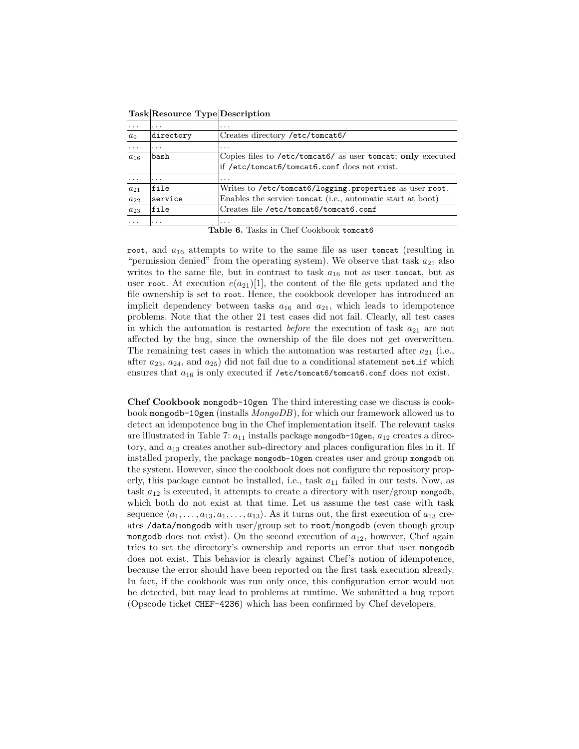| Task | Resource Type | Description |
|---|---|---|
| ... | ... | ... |
| $a_9$ | `directory` | Creates directory `/etc/tomcat6/` |
| ... | ... | ... |
| $a_{16}$ | `bash` | Copies files to `/etc/tomcat6/` as user `tomcat`; **only** executed if `/etc/tomcat6/tomcat6.conf` does not exist. |
| ... | ... | ... |
| $a_{21}$ | `file` | Writes to `/etc/tomcat6/logging.properties` as user `root`. |
| $a_{22}$ | `service` | Enables the service `tomcat` (i.e., automatic start at boot) |
| $a_{23}$ | `file` | Creates file `/etc/tomcat6/tomcat6.conf` |
| ... | ... | ... |

**Table 6.** Tasks in Chef Cookbook `tomcat6`

`root`, and $a_{16}$ attempts to write to the same file as user `tomcat` (resulting in "permission denied" from the operating system). We observe that task $a_{21}$ also writes to the same file, but in contrast to task $a_{16}$ not as user `tomcat`, but as user `root`. At execution $e(a_{21})[1]$, the content of the file gets updated and the file ownership is set to `root`. Hence, the cookbook developer has introduced an implicit dependency between tasks $a_{16}$ and $a_{21}$, which leads to idempotence problems. Note that the other 21 test cases did not fail. Clearly, all test cases in which the automation is restarted *before* the execution of task $a_{21}$ are not affected by the bug, since the ownership of the file does not get overwritten. The remaining test cases in which the automation was restarted after $a_{21}$ (i.e., after $a_{23}$, $a_{24}$, and $a_{25}$) did not fail due to a conditional statement `not_if` which ensures that $a_{16}$ is only executed if `/etc/tomcat6/tomcat6.conf` does not exist.

**Chef Cookbook** `mongodb-10gen` The third interesting case we discuss is cookbook `mongodb-10gen` (installs *MongoDB*), for which our framework allowed us to detect an idempotence bug in the Chef implementation itself. The relevant tasks are illustrated in Table 7: $a_{11}$ installs package `mongodb-10gen`, $a_{12}$ creates a directory, and $a_{13}$ creates another sub-directory and places configuration files in it. If installed properly, the package `mongodb-10gen` creates user and group `mongodb` on the system. However, since the cookbook does not configure the repository properly, this package cannot be installed, i.e., task $a_{11}$ failed in our tests. Now, as task $a_{12}$ is executed, it attempts to create a directory with user/group `mongodb`, which both do not exist at that time. Let us assume the test case with task sequence $\langle a_1, \ldots, a_{13}, a_1, \ldots, a_{13} \rangle$. As it turns out, the first execution of $a_{13}$ creates `/data/mongodb` with user/group set to `root`/`mongodb` (even though group `mongodb` does not exist). On the second execution of $a_{12}$, however, Chef again tries to set the directory's ownership and reports an error that user `mongodb` does not exist. This behavior is clearly against Chef's notion of idempotence, because the error should have been reported on the first task execution already. In fact, if the cookbook was run only once, this configuration error would not be detected, but may lead to problems at runtime. We submitted a bug report (Opscode ticket `CHEF-4236`) which has been confirmed by Chef developers.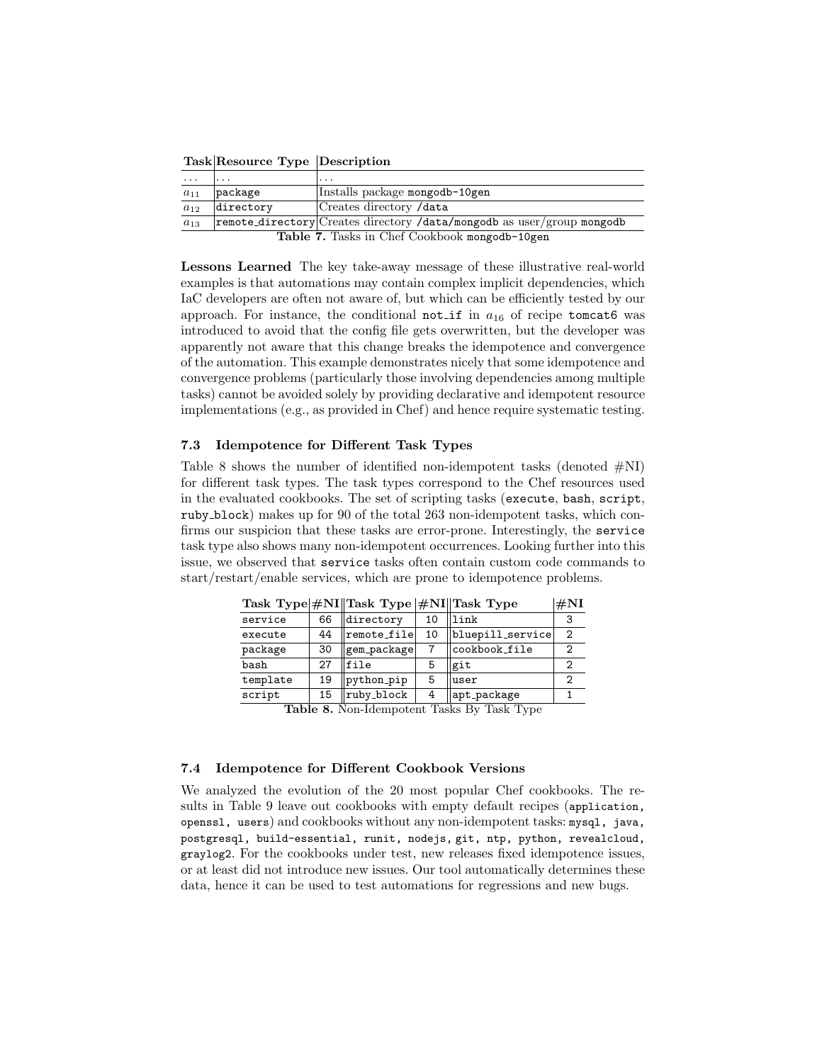| Task | Resource Type | Description |
|---|---|---|
| ... | ... | ... |
| $a_{11}$ | package | Installs package mongodb-10gen |
| $a_{12}$ | directory | Creates directory /data |
| $a_{13}$ | remote_directory | Creates directory /data/mongodb as user/group mongodb |

**Table 7.** Tasks in Chef Cookbook mongodb-10gen

**Lessons Learned** The key take-away message of these illustrative real-world examples is that automations may contain complex implicit dependencies, which IaC developers are often not aware of, but which can be efficiently tested by our approach. For instance, the conditional not_if in $a_{16}$ of recipe tomcat6 was introduced to avoid that the config file gets overwritten, but the developer was apparently not aware that this change breaks the idempotence and convergence of the automation. This example demonstrates nicely that some idempotence and convergence problems (particularly those involving dependencies among multiple tasks) cannot be avoided solely by providing declarative and idempotent resource implementations (e.g., as provided in Chef) and hence require systematic testing.

### 7.3 Idempotence for Different Task Types

Table 8 shows the number of identified non-idempotent tasks (denoted #NI) for different task types. The task types correspond to the Chef resources used in the evaluated cookbooks. The set of scripting tasks (execute, bash, script, ruby_block) makes up for 90 of the total 263 non-idempotent tasks, which confirms our suspicion that these tasks are error-prone. Interestingly, the service task type also shows many non-idempotent occurrences. Looking further into this issue, we observed that service tasks often contain custom code commands to start/restart/enable services, which are prone to idempotence problems.

| Task Type | #NI | Task Type | #NI | Task Type | #NI |
|---|---|---|---|---|---|
| service | 66 | directory | 10 | link | 3 |
| execute | 44 | remote_file | 10 | bluepill_service | 2 |
| package | 30 | gem_package | 7 | cookbook_file | 2 |
| bash | 27 | file | 5 | git | 2 |
| template | 19 | python_pip | 5 | user | 2 |
| script | 15 | ruby_block | 4 | apt_package | 1 |

**Table 8.** Non-Idempotent Tasks By Task Type

### 7.4 Idempotence for Different Cookbook Versions

We analyzed the evolution of the 20 most popular Chef cookbooks. The results in Table 9 leave out cookbooks with empty default recipes (application, openssl, users) and cookbooks without any non-idempotent tasks: mysql, java, postgresql, build-essential, runit, nodejs, git, ntp, python, revealcloud, graylog2. For the cookbooks under test, new releases fixed idempotence issues, or at least did not introduce new issues. Our tool automatically determines these data, hence it can be used to test automations for regressions and new bugs.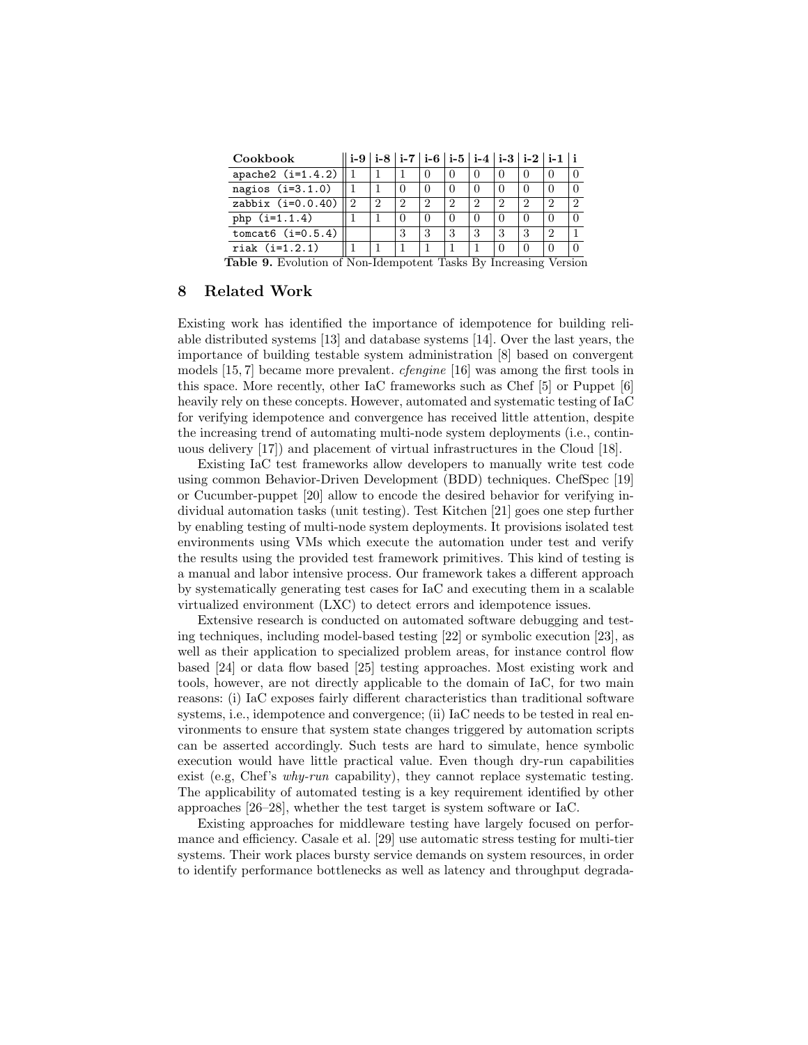| Cookbook | i-9 | i-8 | i-7 | i-6 | i-5 | i-4 | i-3 | i-2 | i-1 | i |
|---|---|---|---|---|---|---|---|---|---|---|
| apache2 (i=1.4.2) | 1 | 1 | 1 | 0 | 0 | 0 | 0 | 0 | 0 | 0 |
| nagios (i=3.1.0) | 1 | 1 | 0 | 0 | 0 | 0 | 0 | 0 | 0 | 0 |
| zabbix (i=0.0.40) | 2 | 2 | 2 | 2 | 2 | 2 | 2 | 2 | 2 | 2 |
| php (i=1.1.4) | 1 | 1 | 0 | 0 | 0 | 0 | 0 | 0 | 0 | 0 |
| tomcat6 (i=0.5.4) | | | 3 | 3 | 3 | 3 | 3 | 3 | 2 | 1 |
| riak (i=1.2.1) | 1 | 1 | 1 | 1 | 1 | 1 | 0 | 0 | 0 | 0 |

**Table 9.** Evolution of Non-Idempotent Tasks By Increasing Version

## 8 Related Work

Existing work has identified the importance of idempotence for building reliable distributed systems [13] and database systems [14]. Over the last years, the importance of building testable system administration [8] based on convergent models [15, 7] became more prevalent. *cfengine* [16] was among the first tools in this space. More recently, other IaC frameworks such as Chef [5] or Puppet [6] heavily rely on these concepts. However, automated and systematic testing of IaC for verifying idempotence and convergence has received little attention, despite the increasing trend of automating multi-node system deployments (i.e., continuous delivery [17]) and placement of virtual infrastructures in the Cloud [18].

Existing IaC test frameworks allow developers to manually write test code using common Behavior-Driven Development (BDD) techniques. ChefSpec [19] or Cucumber-puppet [20] allow to encode the desired behavior for verifying individual automation tasks (unit testing). Test Kitchen [21] goes one step further by enabling testing of multi-node system deployments. It provisions isolated test environments using VMs which execute the automation under test and verify the results using the provided test framework primitives. This kind of testing is a manual and labor intensive process. Our framework takes a different approach by systematically generating test cases for IaC and executing them in a scalable virtualized environment (LXC) to detect errors and idempotence issues.

Extensive research is conducted on automated software debugging and testing techniques, including model-based testing [22] or symbolic execution [23], as well as their application to specialized problem areas, for instance control flow based [24] or data flow based [25] testing approaches. Most existing work and tools, however, are not directly applicable to the domain of IaC, for two main reasons: (i) IaC exposes fairly different characteristics than traditional software systems, i.e., idempotence and convergence; (ii) IaC needs to be tested in real environments to ensure that system state changes triggered by automation scripts can be asserted accordingly. Such tests are hard to simulate, hence symbolic execution would have little practical value. Even though dry-run capabilities exist (e.g, Chef's *why-run* capability), they cannot replace systematic testing. The applicability of automated testing is a key requirement identified by other approaches [26–28], whether the test target is system software or IaC.

Existing approaches for middleware testing have largely focused on performance and efficiency. Casale et al. [29] use automatic stress testing for multi-tier systems. Their work places bursty service demands on system resources, in order to identify performance bottlenecks as well as latency and throughput degrada-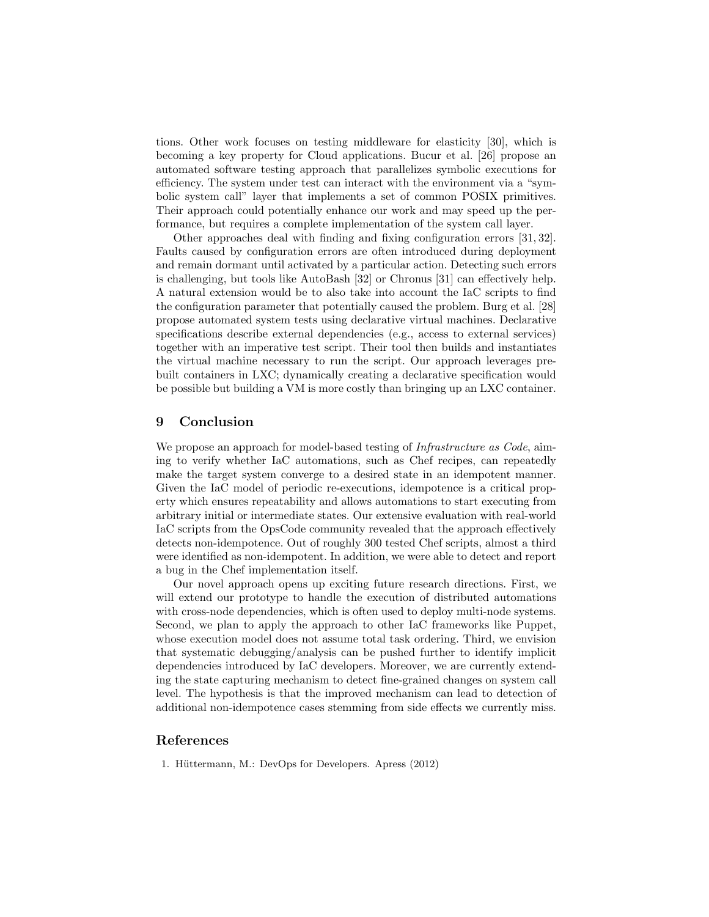tions. Other work focuses on testing middleware for elasticity [30], which is becoming a key property for Cloud applications. Bucur et al. [26] propose an automated software testing approach that parallelizes symbolic executions for efficiency. The system under test can interact with the environment via a "symbolic system call" layer that implements a set of common POSIX primitives. Their approach could potentially enhance our work and may speed up the performance, but requires a complete implementation of the system call layer.

Other approaches deal with finding and fixing configuration errors [31, 32]. Faults caused by configuration errors are often introduced during deployment and remain dormant until activated by a particular action. Detecting such errors is challenging, but tools like AutoBash [32] or Chronus [31] can effectively help. A natural extension would be to also take into account the IaC scripts to find the configuration parameter that potentially caused the problem. Burg et al. [28] propose automated system tests using declarative virtual machines. Declarative specifications describe external dependencies (e.g., access to external services) together with an imperative test script. Their tool then builds and instantiates the virtual machine necessary to run the script. Our approach leverages prebuilt containers in LXC; dynamically creating a declarative specification would be possible but building a VM is more costly than bringing up an LXC container.

## 9 Conclusion

We propose an approach for model-based testing of *Infrastructure as Code*, aiming to verify whether IaC automations, such as Chef recipes, can repeatedly make the target system converge to a desired state in an idempotent manner. Given the IaC model of periodic re-executions, idempotence is a critical property which ensures repeatability and allows automations to start executing from arbitrary initial or intermediate states. Our extensive evaluation with real-world IaC scripts from the OpsCode community revealed that the approach effectively detects non-idempotence. Out of roughly 300 tested Chef scripts, almost a third were identified as non-idempotent. In addition, we were able to detect and report a bug in the Chef implementation itself.

Our novel approach opens up exciting future research directions. First, we will extend our prototype to handle the execution of distributed automations with cross-node dependencies, which is often used to deploy multi-node systems. Second, we plan to apply the approach to other IaC frameworks like Puppet, whose execution model does not assume total task ordering. Third, we envision that systematic debugging/analysis can be pushed further to identify implicit dependencies introduced by IaC developers. Moreover, we are currently extending the state capturing mechanism to detect fine-grained changes on system call level. The hypothesis is that the improved mechanism can lead to detection of additional non-idempotence cases stemming from side effects we currently miss.

## References

1. Hüttermann, M.: DevOps for Developers. Apress (2012)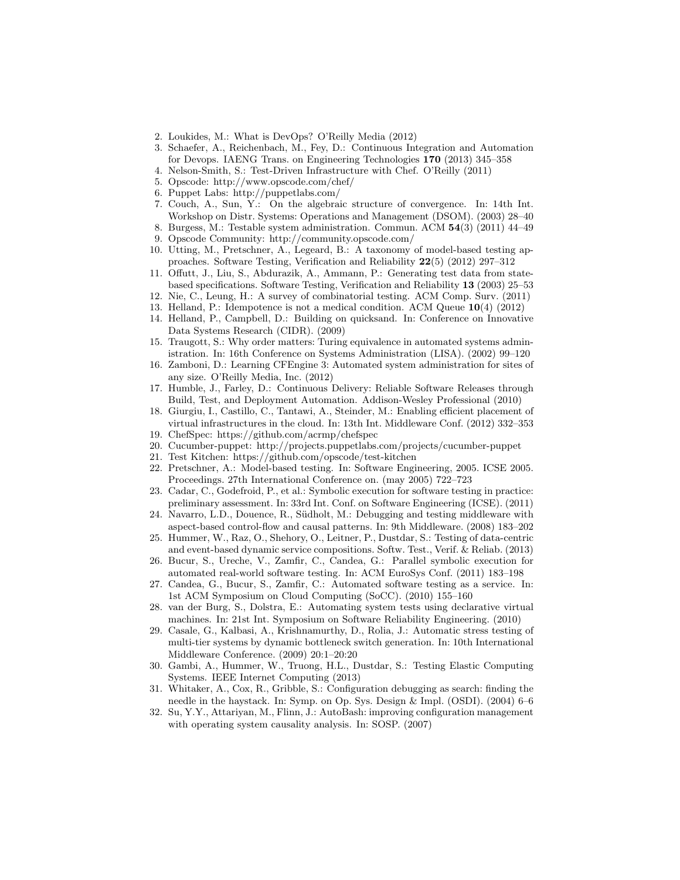2. Loukides, M.: What is DevOps? O'Reilly Media (2012)
3. Schaefer, A., Reichenbach, M., Fey, D.: Continuous Integration and Automation for Devops. IAENG Trans. on Engineering Technologies **170** (2013) 345–358
4. Nelson-Smith, S.: Test-Driven Infrastructure with Chef. O'Reilly (2011)
5. Opscode: http://www.opscode.com/chef/
6. Puppet Labs: http://puppetlabs.com/
7. Couch, A., Sun, Y.: On the algebraic structure of convergence. In: 14th Int. Workshop on Distr. Systems: Operations and Management (DSOM). (2003) 28–40
8. Burgess, M.: Testable system administration. Commun. ACM **54**(3) (2011) 44–49
9. Opscode Community: http://community.opscode.com/
10. Utting, M., Pretschner, A., Legeard, B.: A taxonomy of model-based testing approaches. Software Testing, Verification and Reliability **22**(5) (2012) 297–312
11. Offutt, J., Liu, S., Abdurazik, A., Ammann, P.: Generating test data from state-based specifications. Software Testing, Verification and Reliability **13** (2003) 25–53
12. Nie, C., Leung, H.: A survey of combinatorial testing. ACM Comp. Surv. (2011)
13. Helland, P.: Idempotence is not a medical condition. ACM Queue **10**(4) (2012)
14. Helland, P., Campbell, D.: Building on quicksand. In: Conference on Innovative Data Systems Research (CIDR). (2009)
15. Traugott, S.: Why order matters: Turing equivalence in automated systems administration. In: 16th Conference on Systems Administration (LISA). (2002) 99–120
16. Zamboni, D.: Learning CFEngine 3: Automated system administration for sites of any size. O'Reilly Media, Inc. (2012)
17. Humble, J., Farley, D.: Continuous Delivery: Reliable Software Releases through Build, Test, and Deployment Automation. Addison-Wesley Professional (2010)
18. Giurgiu, I., Castillo, C., Tantawi, A., Steinder, M.: Enabling efficient placement of virtual infrastructures in the cloud. In: 13th Int. Middleware Conf. (2012) 332–353
19. ChefSpec: https://github.com/acrmp/chefspec
20. Cucumber-puppet: http://projects.puppetlabs.com/projects/cucumber-puppet
21. Test Kitchen: https://github.com/opscode/test-kitchen
22. Pretschner, A.: Model-based testing. In: Software Engineering, 2005. ICSE 2005. Proceedings. 27th International Conference on. (may 2005) 722–723
23. Cadar, C., Godefroid, P., et al.: Symbolic execution for software testing in practice: preliminary assessment. In: 33rd Int. Conf. on Software Engineering (ICSE). (2011)
24. Navarro, L.D., Douence, R., Südholt, M.: Debugging and testing middleware with aspect-based control-flow and causal patterns. In: 9th Middleware. (2008) 183–202
25. Hummer, W., Raz, O., Shehory, O., Leitner, P., Dustdar, S.: Testing of data-centric and event-based dynamic service compositions. Softw. Test., Verif. & Reliab. (2013)
26. Bucur, S., Ureche, V., Zamfir, C., Candea, G.: Parallel symbolic execution for automated real-world software testing. In: ACM EuroSys Conf. (2011) 183–198
27. Candea, G., Bucur, S., Zamfir, C.: Automated software testing as a service. In: 1st ACM Symposium on Cloud Computing (SoCC). (2010) 155–160
28. van der Burg, S., Dolstra, E.: Automating system tests using declarative virtual machines. In: 21st Int. Symposium on Software Reliability Engineering. (2010)
29. Casale, G., Kalbasi, A., Krishnamurthy, D., Rolia, J.: Automatic stress testing of multi-tier systems by dynamic bottleneck switch generation. In: 10th International Middleware Conference. (2009) 20:1–20:20
30. Gambi, A., Hummer, W., Truong, H.L., Dustdar, S.: Testing Elastic Computing Systems. IEEE Internet Computing (2013)
31. Whitaker, A., Cox, R., Gribble, S.: Configuration debugging as search: finding the needle in the haystack. In: Symp. on Op. Sys. Design & Impl. (OSDI). (2004) 6–6
32. Su, Y.Y., Attariyan, M., Flinn, J.: AutoBash: improving configuration management with operating system causality analysis. In: SOSP. (2007)